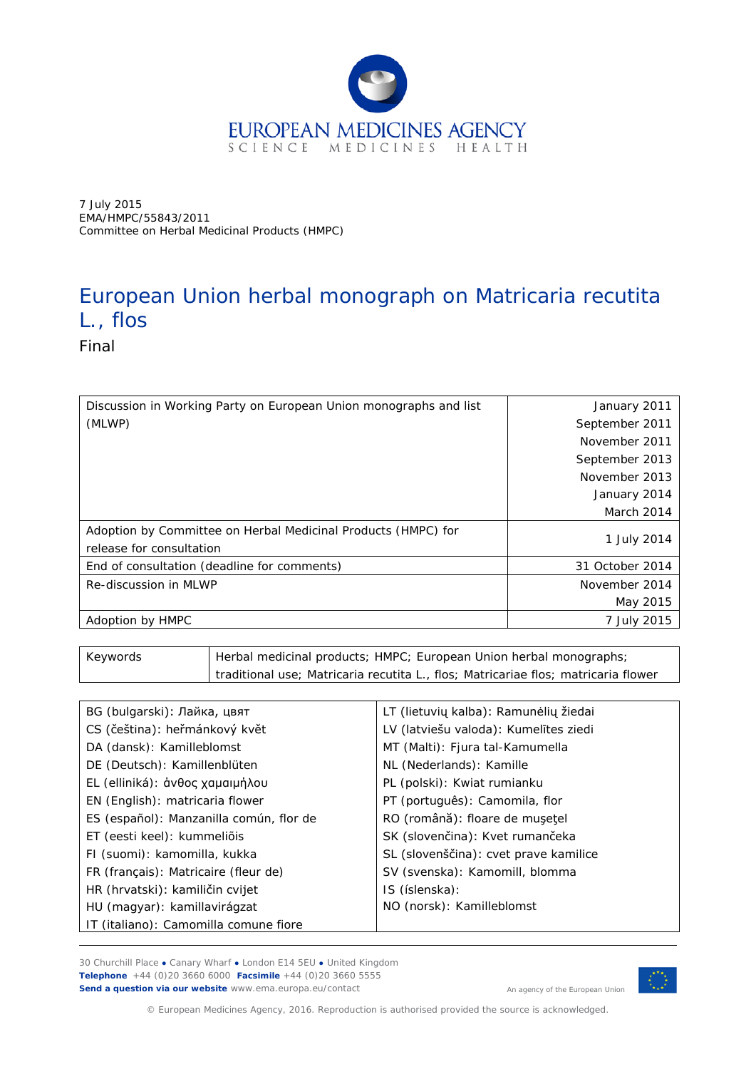EUROPEAN MEDICINES AGENCY
SCIENCE MEDICINES HEALTH

7 July 2015
EMA/HMPC/55843/2011
Committee on Herbal Medicinal Products (HMPC)

# European Union herbal monograph on Matricaria recutita L., flos

Final

| | |
|---|---|
| Discussion in Working Party on European Union monographs and list (MLWP) | January 2011<br>September 2011<br>November 2011<br>September 2013<br>November 2013<br>January 2014<br>March 2014 |
| Adoption by Committee on Herbal Medicinal Products (HMPC) for release for consultation | 1 July 2014 |
| End of consultation (deadline for comments) | 31 October 2014 |
| Re-discussion in MLWP | November 2014<br>May 2015 |
| Adoption by HMPC | 7 July 2015 |

| | |
|---|---|
| Keywords | Herbal medicinal products; HMPC; European Union herbal monographs; traditional use; Matricaria recutita L., flos; Matricariae flos; matricaria flower |

| | |
|---|---|
| BG (bulgarski): Лайка, цвят | LT (lietuvių kalba): Ramunėlių žiedai |
| CS (čeština): heřmánkový květ | LV (latviešu valoda): Kumelītes ziedi |
| DA (dansk): Kamilleblomst | MT (Malti): Fjura tal-Kamumella |
| DE (Deutsch): Kamillenblüten | NL (Nederlands): Kamille |
| EL (elliniká): ἀνθος χαμαιμήλου | PL (polski): Kwiat rumianku |
| EN (English): matricaria flower | PT (português): Camomila, flor |
| ES (español): Manzanilla común, flor de | RO (română): floare de mușețel |
| ET (eesti keel): kummeliõis | SK (slovenčina): Kvet rumančeka |
| FI (suomi): kamomilla, kukka | SL (slovenščina): cvet prave kamilice |
| FR (français): Matricaire (fleur de) | SV (svenska): Kamomill, blomma |
| HR (hrvatski): kamiličin cvijet | IS (íslenska): |
| HU (magyar): kamillavirágzat | NO (norsk): Kamilleblomst |
| IT (italiano): Camomilla comune fiore | |

30 Churchill Place ● Canary Wharf ● London E14 5EU ● United Kingdom
**Telephone** +44 (0)20 3660 6000 **Facsimile** +44 (0)20 3660 5555
**Send a question via our website** www.ema.europa.eu/contact

An agency of the European Union

© European Medicines Agency, 2016. Reproduction is authorised provided the source is acknowledged.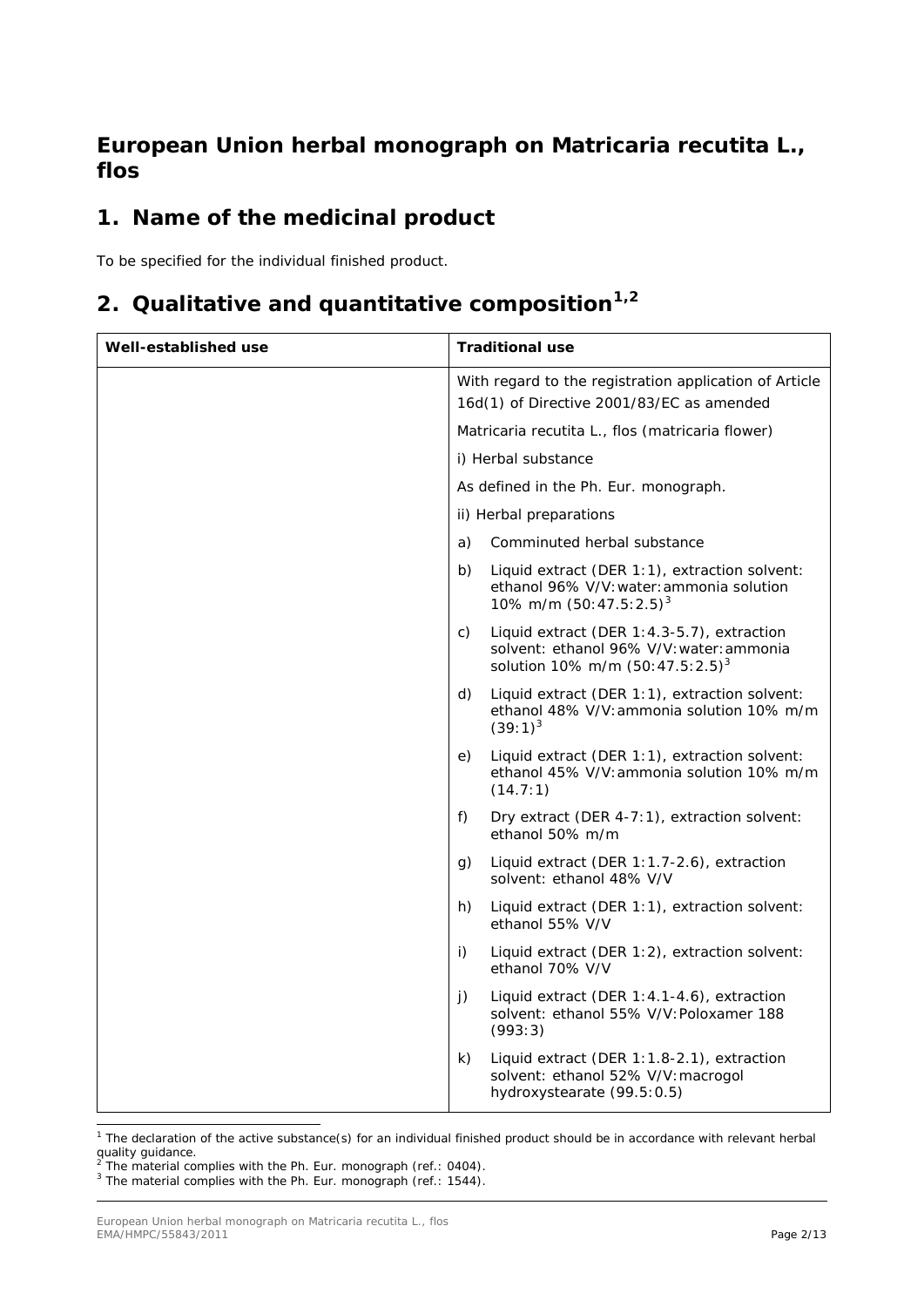# European Union herbal monograph on Matricaria recutita L., flos

## 1. Name of the medicinal product

To be specified for the individual finished product.

## 2. Qualitative and quantitative composition[1,2]

| Well-established use | Traditional use |
|---|---|
| | With regard to the registration application of Article 16d(1) of Directive 2001/83/EC as amended<br><br>Matricaria recutita L., flos (matricaria flower)<br><br>i) Herbal substance<br><br>As defined in the Ph. Eur. monograph.<br><br>ii) Herbal preparations<br><br>a) Comminuted herbal substance<br><br>b) Liquid extract (DER 1:1), extraction solvent: ethanol 96% V/V:water:ammonia solution 10% m/m (50:47.5:2.5)[3]<br><br>c) Liquid extract (DER 1:4.3-5.7), extraction solvent: ethanol 96% V/V:water:ammonia solution 10% m/m (50:47.5:2.5)[3]<br><br>d) Liquid extract (DER 1:1), extraction solvent: ethanol 48% V/V:ammonia solution 10% m/m (39:1)[3]<br><br>e) Liquid extract (DER 1:1), extraction solvent: ethanol 45% V/V:ammonia solution 10% m/m (14.7:1)<br><br>f) Dry extract (DER 4-7:1), extraction solvent: ethanol 50% m/m<br><br>g) Liquid extract (DER 1:1.7-2.6), extraction solvent: ethanol 48% V/V<br><br>h) Liquid extract (DER 1:1), extraction solvent: ethanol 55% V/V<br><br>i) Liquid extract (DER 1:2), extraction solvent: ethanol 70% V/V<br><br>j) Liquid extract (DER 1:4.1-4.6), extraction solvent: ethanol 55% V/V:Poloxamer 188 (993:3)<br><br>k) Liquid extract (DER 1:1.8-2.1), extraction solvent: ethanol 52% V/V:macrogol hydroxystearate (99.5:0.5) |

[1] The declaration of the active substance(s) for an individual finished product should be in accordance with relevant herbal quality guidance.

[2] The material complies with the Ph. Eur. monograph (ref.: 0404).

[3] The material complies with the Ph. Eur. monograph (ref.: 1544).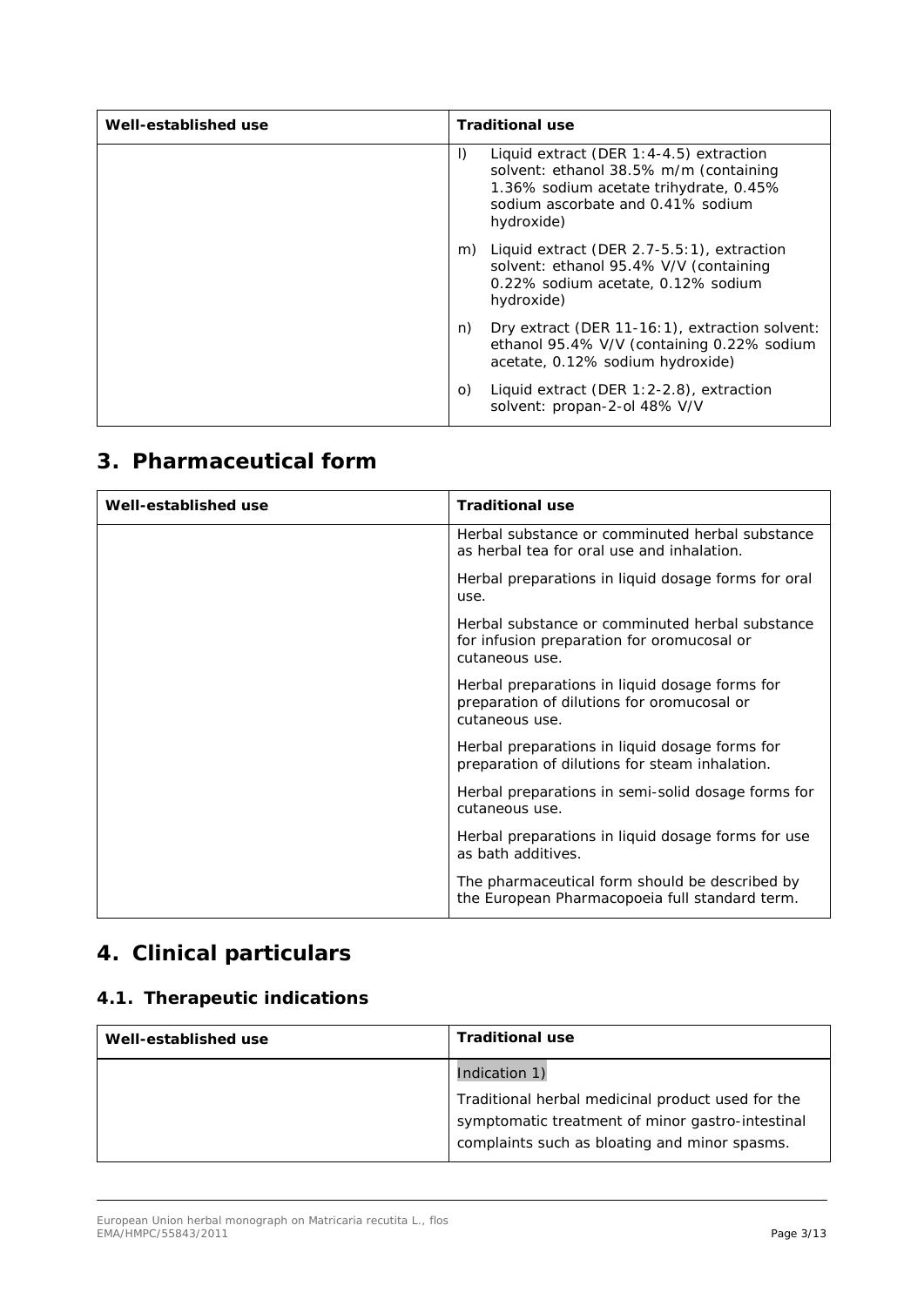| Well-established use | Traditional use |
| --- | --- |
| | l) Liquid extract (DER 1:4-4.5) extraction solvent: ethanol 38.5% m/m (containing 1.36% sodium acetate trihydrate, 0.45% sodium ascorbate and 0.41% sodium hydroxide)<br><br>m) Liquid extract (DER 2.7-5.5:1), extraction solvent: ethanol 95.4% V/V (containing 0.22% sodium acetate, 0.12% sodium hydroxide)<br><br>n) Dry extract (DER 11-16:1), extraction solvent: ethanol 95.4% V/V (containing 0.22% sodium acetate, 0.12% sodium hydroxide)<br><br>o) Liquid extract (DER 1:2-2.8), extraction solvent: propan-2-ol 48% V/V |

## 3. Pharmaceutical form

| Well-established use | Traditional use |
| --- | --- |
| | Herbal substance or comminuted herbal substance as herbal tea for oral use and inhalation.<br><br>Herbal preparations in liquid dosage forms for oral use.<br><br>Herbal substance or comminuted herbal substance for infusion preparation for oromucosal or cutaneous use.<br><br>Herbal preparations in liquid dosage forms for preparation of dilutions for oromucosal or cutaneous use.<br><br>Herbal preparations in liquid dosage forms for preparation of dilutions for steam inhalation.<br><br>Herbal preparations in semi-solid dosage forms for cutaneous use.<br><br>Herbal preparations in liquid dosage forms for use as bath additives.<br><br>The pharmaceutical form should be described by the European Pharmacopoeia full standard term. |

## 4. Clinical particulars

### 4.1. Therapeutic indications

| Well-established use | Traditional use |
| --- | --- |
| | Indication 1)<br><br>Traditional herbal medicinal product used for the symptomatic treatment of minor gastro-intestinal complaints such as bloating and minor spasms. |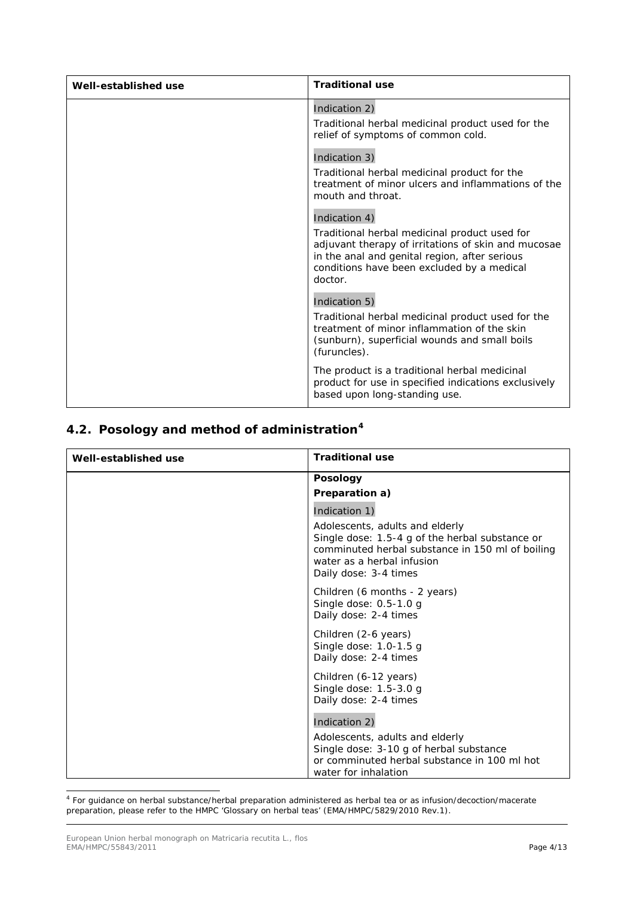| Well-established use | Traditional use |
|---|---|
| | Indication 2)<br><br>Traditional herbal medicinal product used for the relief of symptoms of common cold.<br><br>Indication 3)<br><br>Traditional herbal medicinal product for the treatment of minor ulcers and inflammations of the mouth and throat.<br><br>Indication 4)<br><br>Traditional herbal medicinal product used for adjuvant therapy of irritations of skin and mucosae in the anal and genital region, after serious conditions have been excluded by a medical doctor.<br><br>Indication 5)<br><br>Traditional herbal medicinal product used for the treatment of minor inflammation of the skin (sunburn), superficial wounds and small boils (furuncles).<br><br>The product is a traditional herbal medicinal product for use in specified indications exclusively based upon long-standing use. |

## 4.2. Posology and method of administration[4]

| Well-established use | Traditional use |
|---|---|
| | **Posology**<br>**Preparation a)**<br><br>Indication 1)<br><br>Adolescents, adults and elderly<br>Single dose: 1.5-4 g of the herbal substance or comminuted herbal substance in 150 ml of boiling water as a herbal infusion<br>Daily dose: 3-4 times<br><br>Children (6 months - 2 years)<br>Single dose: 0.5-1.0 g<br>Daily dose: 2-4 times<br><br>Children (2-6 years)<br>Single dose: 1.0-1.5 g<br>Daily dose: 2-4 times<br><br>Children (6-12 years)<br>Single dose: 1.5-3.0 g<br>Daily dose: 2-4 times<br><br>Indication 2)<br><br>Adolescents, adults and elderly<br>Single dose: 3-10 g of herbal substance or comminuted herbal substance in 100 ml hot water for inhalation |

[4] For guidance on herbal substance/herbal preparation administered as herbal tea or as infusion/decoction/macerate preparation, please refer to the HMPC 'Glossary on herbal teas' (EMA/HMPC/5829/2010 Rev.1).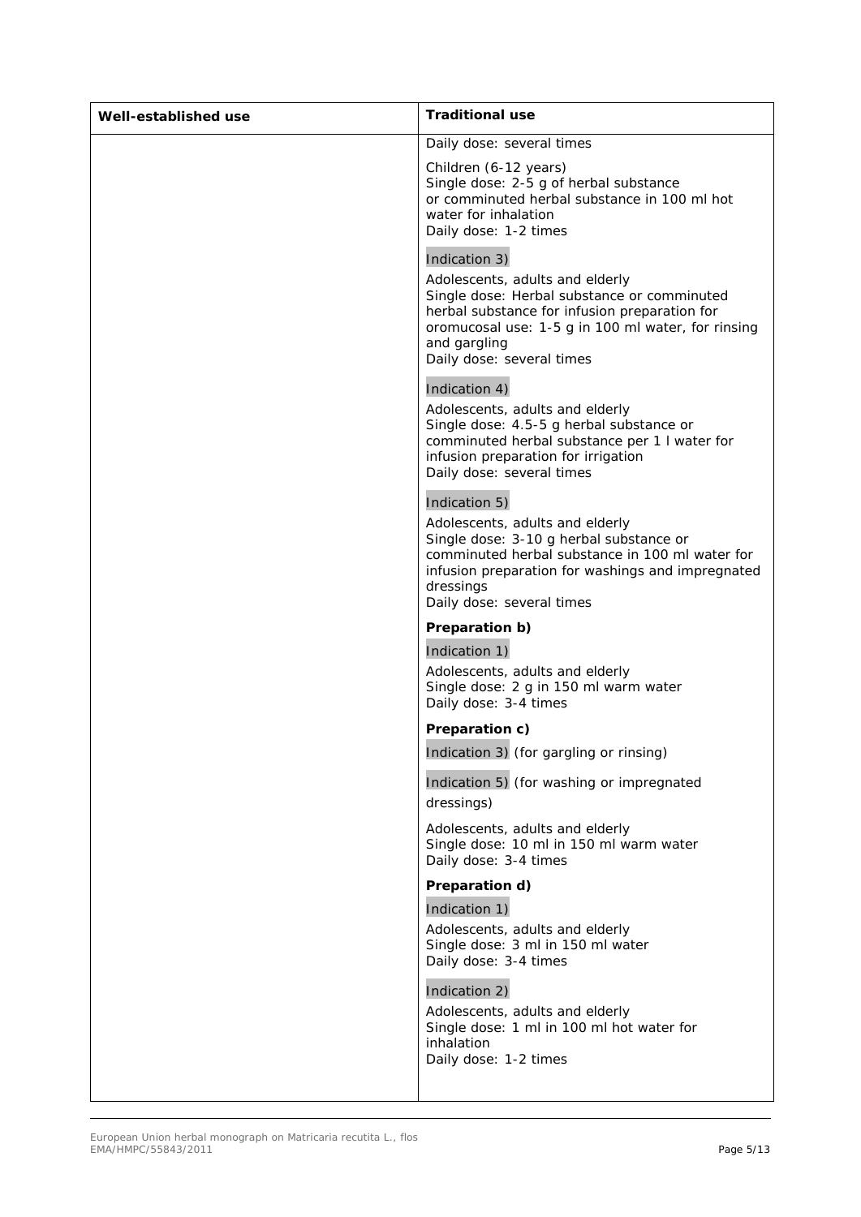| Well-established use | Traditional use |
|---|---|
| | Daily dose: several times<br><br>Children (6-12 years)<br>Single dose: 2-5 g of herbal substance or comminuted herbal substance in 100 ml hot water for inhalation<br>Daily dose: 1-2 times<br><br>Indication 3)<br><br>Adolescents, adults and elderly<br>Single dose: Herbal substance or comminuted herbal substance for infusion preparation for oromucosal use: 1-5 g in 100 ml water, for rinsing and gargling<br>Daily dose: several times<br><br>Indication 4)<br><br>Adolescents, adults and elderly<br>Single dose: 4.5-5 g herbal substance or comminuted herbal substance per 1 l water for infusion preparation for irrigation<br>Daily dose: several times<br><br>Indication 5)<br><br>Adolescents, adults and elderly<br>Single dose: 3-10 g herbal substance or comminuted herbal substance in 100 ml water for infusion preparation for washings and impregnated dressings<br>Daily dose: several times<br><br>**Preparation b)**<br><br>Indication 1)<br><br>Adolescents, adults and elderly<br>Single dose: 2 g in 150 ml warm water<br>Daily dose: 3-4 times<br><br>**Preparation c)**<br><br>Indication 3) (for gargling or rinsing)<br><br>Indication 5) (for washing or impregnated dressings)<br><br>Adolescents, adults and elderly<br>Single dose: 10 ml in 150 ml warm water<br>Daily dose: 3-4 times<br><br>**Preparation d)**<br><br>Indication 1)<br><br>Adolescents, adults and elderly<br>Single dose: 3 ml in 150 ml water<br>Daily dose: 3-4 times<br><br>Indication 2)<br><br>Adolescents, adults and elderly<br>Single dose: 1 ml in 100 ml hot water for inhalation<br>Daily dose: 1-2 times |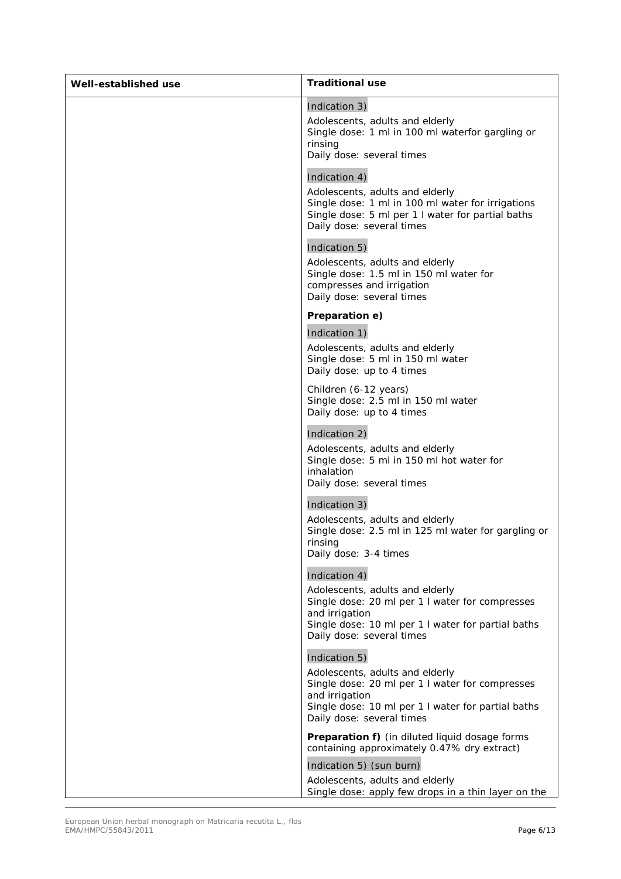| Well-established use | Traditional use |
|---|---|
| | Indication 3)<br><br>Adolescents, adults and elderly<br>Single dose: 1 ml in 100 ml waterfor gargling or rinsing<br>Daily dose: several times<br><br>Indication 4)<br><br>Adolescents, adults and elderly<br>Single dose: 1 ml in 100 ml water for irrigations<br>Single dose: 5 ml per 1 l water for partial baths<br>Daily dose: several times<br><br>Indication 5)<br><br>Adolescents, adults and elderly<br>Single dose: 1.5 ml in 150 ml water for compresses and irrigation<br>Daily dose: several times<br><br>**Preparation e)**<br><br>Indication 1)<br><br>Adolescents, adults and elderly<br>Single dose: 5 ml in 150 ml water<br>Daily dose: up to 4 times<br><br>Children (6-12 years)<br>Single dose: 2.5 ml in 150 ml water<br>Daily dose: up to 4 times<br><br>Indication 2)<br><br>Adolescents, adults and elderly<br>Single dose: 5 ml in 150 ml hot water for inhalation<br>Daily dose: several times<br><br>Indication 3)<br><br>Adolescents, adults and elderly<br>Single dose: 2.5 ml in 125 ml water for gargling or rinsing<br>Daily dose: 3-4 times<br><br>Indication 4)<br><br>Adolescents, adults and elderly<br>Single dose: 20 ml per 1 l water for compresses and irrigation<br>Single dose: 10 ml per 1 l water for partial baths<br>Daily dose: several times<br><br>Indication 5)<br><br>Adolescents, adults and elderly<br>Single dose: 20 ml per 1 l water for compresses and irrigation<br>Single dose: 10 ml per 1 l water for partial baths<br>Daily dose: several times<br><br>**Preparation f)** (in diluted liquid dosage forms containing approximately 0.47% dry extract)<br><br>Indication 5) (sun burn)<br><br>Adolescents, adults and elderly<br>Single dose: apply few drops in a thin layer on the |

European Union herbal monograph on Matricaria recutita L., flos
EMA/HMPC/55843/2011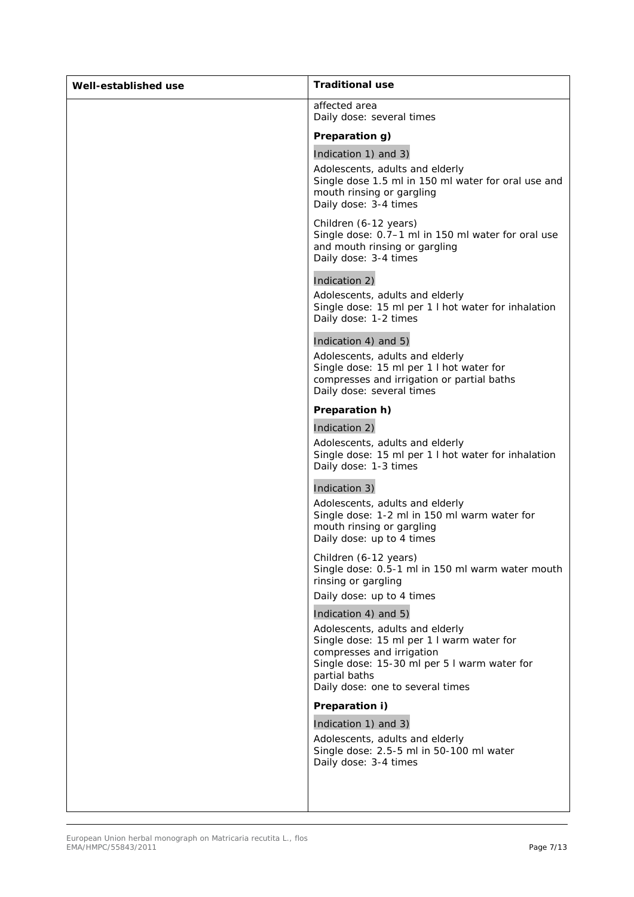| Well-established use | Traditional use |
|---|---|
| | affected area<br>Daily dose: several times<br><br>**Preparation g)**<br><br>Indication 1) and 3)<br><br>Adolescents, adults and elderly<br>Single dose 1.5 ml in 150 ml water for oral use and mouth rinsing or gargling<br>Daily dose: 3-4 times<br><br>Children (6-12 years)<br>Single dose: 0.7–1 ml in 150 ml water for oral use and mouth rinsing or gargling<br>Daily dose: 3-4 times<br><br>Indication 2)<br><br>Adolescents, adults and elderly<br>Single dose: 15 ml per 1 l hot water for inhalation<br>Daily dose: 1-2 times<br><br>Indication 4) and 5)<br><br>Adolescents, adults and elderly<br>Single dose: 15 ml per 1 l hot water for compresses and irrigation or partial baths<br>Daily dose: several times<br><br>**Preparation h)**<br><br>Indication 2)<br><br>Adolescents, adults and elderly<br>Single dose: 15 ml per 1 l hot water for inhalation<br>Daily dose: 1-3 times<br><br>Indication 3)<br><br>Adolescents, adults and elderly<br>Single dose: 1-2 ml in 150 ml warm water for mouth rinsing or gargling<br>Daily dose: up to 4 times<br><br>Children (6-12 years)<br>Single dose: 0.5-1 ml in 150 ml warm water mouth rinsing or gargling<br>Daily dose: up to 4 times<br><br>Indication 4) and 5)<br><br>Adolescents, adults and elderly<br>Single dose: 15 ml per 1 l warm water for compresses and irrigation<br>Single dose: 15-30 ml per 5 l warm water for partial baths<br>Daily dose: one to several times<br><br>**Preparation i)**<br><br>Indication 1) and 3)<br><br>Adolescents, adults and elderly<br>Single dose: 2.5-5 ml in 50-100 ml water<br>Daily dose: 3-4 times |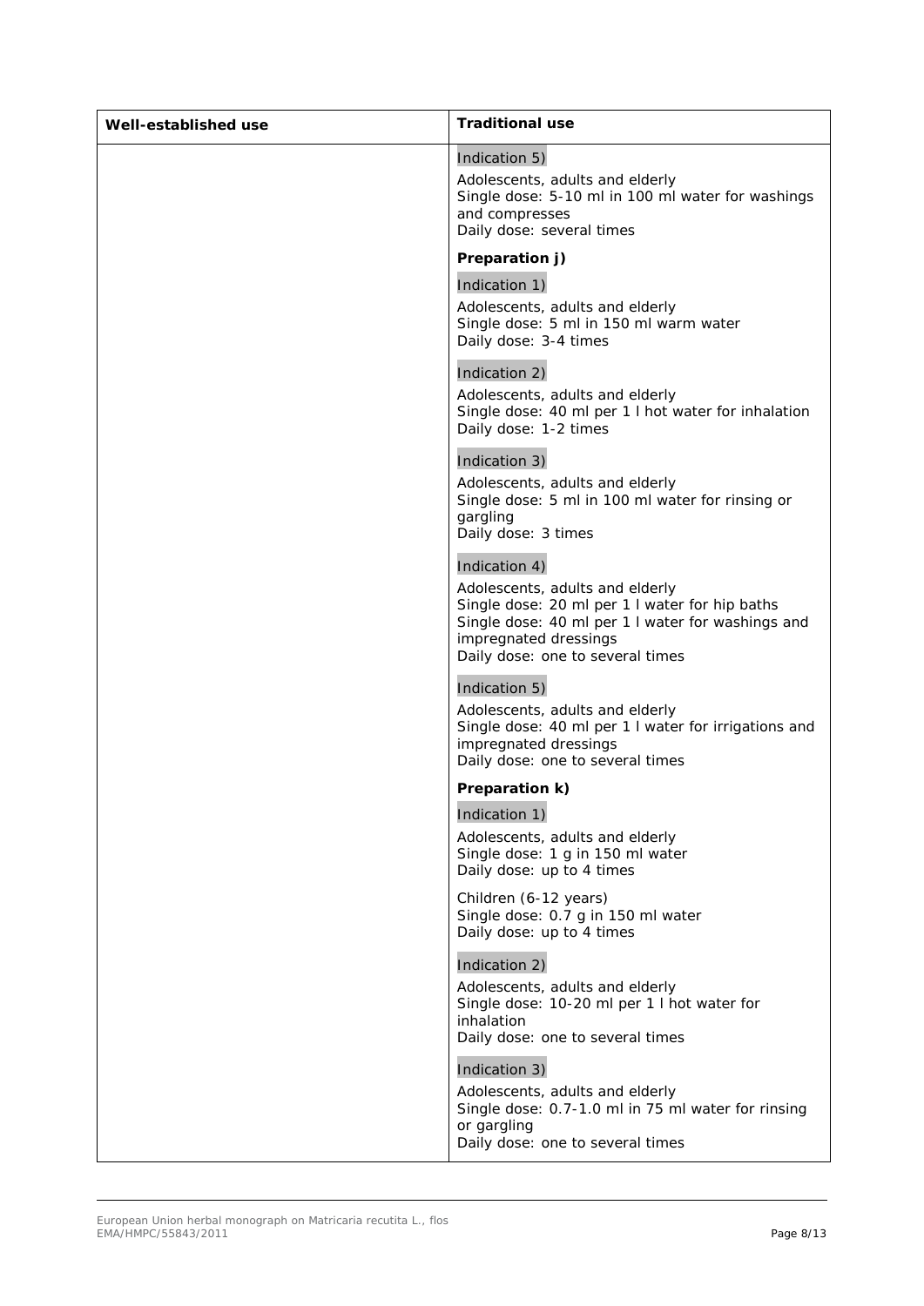| Well-established use | Traditional use |
|---|---|
| | Indication 5)<br><br>Adolescents, adults and elderly<br>Single dose: 5-10 ml in 100 ml water for washings and compresses<br>Daily dose: several times<br><br>**Preparation j)**<br><br>Indication 1)<br><br>Adolescents, adults and elderly<br>Single dose: 5 ml in 150 ml warm water<br>Daily dose: 3-4 times<br><br>Indication 2)<br><br>Adolescents, adults and elderly<br>Single dose: 40 ml per 1 l hot water for inhalation<br>Daily dose: 1-2 times<br><br>Indication 3)<br><br>Adolescents, adults and elderly<br>Single dose: 5 ml in 100 ml water for rinsing or gargling<br>Daily dose: 3 times<br><br>Indication 4)<br><br>Adolescents, adults and elderly<br>Single dose: 20 ml per 1 l water for hip baths<br>Single dose: 40 ml per 1 l water for washings and impregnated dressings<br>Daily dose: one to several times<br><br>Indication 5)<br><br>Adolescents, adults and elderly<br>Single dose: 40 ml per 1 l water for irrigations and impregnated dressings<br>Daily dose: one to several times<br><br>**Preparation k)**<br><br>Indication 1)<br><br>Adolescents, adults and elderly<br>Single dose: 1 g in 150 ml water<br>Daily dose: up to 4 times<br><br>Children (6-12 years)<br>Single dose: 0.7 g in 150 ml water<br>Daily dose: up to 4 times<br><br>Indication 2)<br><br>Adolescents, adults and elderly<br>Single dose: 10-20 ml per 1 l hot water for inhalation<br>Daily dose: one to several times<br><br>Indication 3)<br><br>Adolescents, adults and elderly<br>Single dose: 0.7-1.0 ml in 75 ml water for rinsing or gargling<br>Daily dose: one to several times |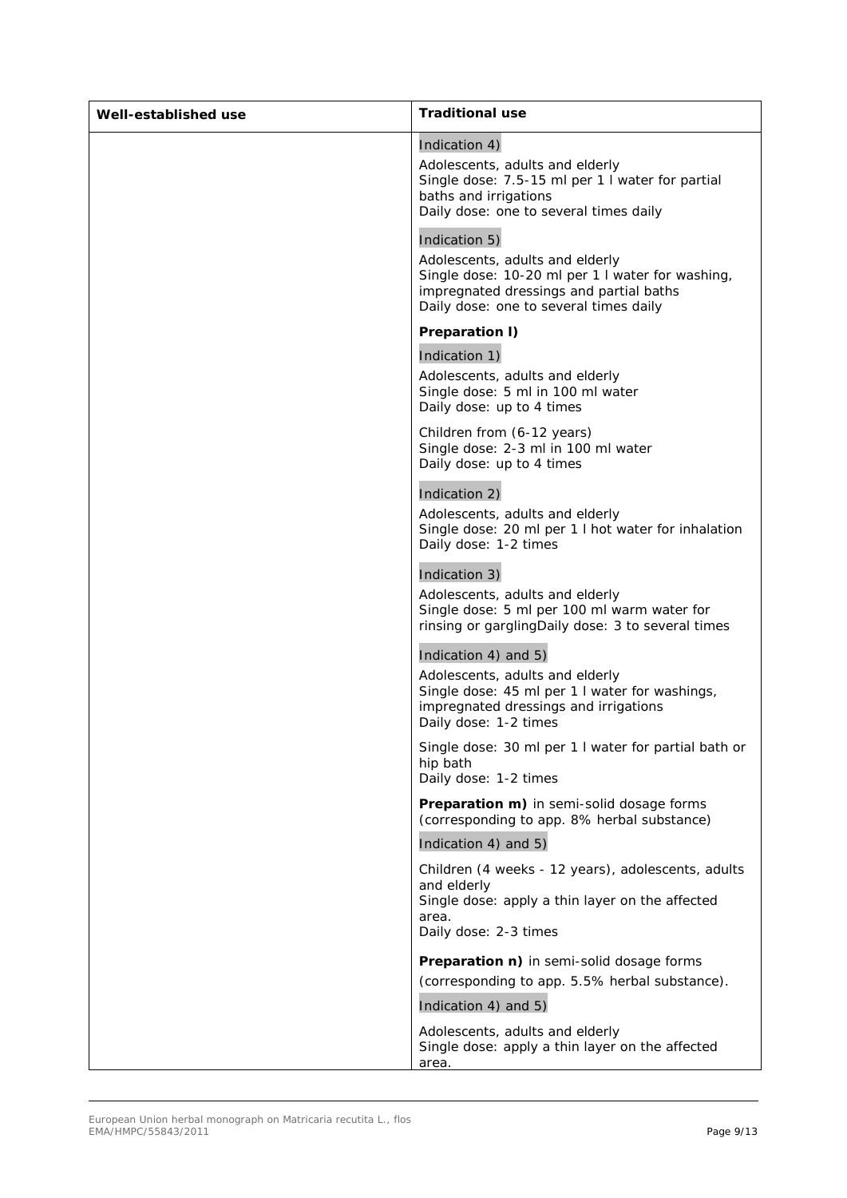| Well-established use | Traditional use |
|---|---|
| | Indication 4)<br><br>Adolescents, adults and elderly<br>Single dose: 7.5-15 ml per 1 l water for partial baths and irrigations<br>Daily dose: one to several times daily<br><br>Indication 5)<br><br>Adolescents, adults and elderly<br>Single dose: 10-20 ml per 1 l water for washing, impregnated dressings and partial baths<br>Daily dose: one to several times daily<br><br>**Preparation l)**<br><br>Indication 1)<br><br>Adolescents, adults and elderly<br>Single dose: 5 ml in 100 ml water<br>Daily dose: up to 4 times<br><br>Children from (6-12 years)<br>Single dose: 2-3 ml in 100 ml water<br>Daily dose: up to 4 times<br><br>Indication 2)<br><br>Adolescents, adults and elderly<br>Single dose: 20 ml per 1 l hot water for inhalation<br>Daily dose: 1-2 times<br><br>Indication 3)<br><br>Adolescents, adults and elderly<br>Single dose: 5 ml per 100 ml warm water for rinsing or garglingDaily dose: 3 to several times<br><br>Indication 4) and 5)<br><br>Adolescents, adults and elderly<br>Single dose: 45 ml per 1 l water for washings, impregnated dressings and irrigations<br>Daily dose: 1-2 times<br><br>Single dose: 30 ml per 1 l water for partial bath or hip bath<br>Daily dose: 1-2 times<br><br>**Preparation m)** in semi-solid dosage forms (corresponding to app. 8% herbal substance)<br><br>Indication 4) and 5)<br><br>Children (4 weeks - 12 years), adolescents, adults and elderly<br>Single dose: apply a thin layer on the affected area.<br>Daily dose: 2-3 times<br><br>**Preparation n)** in semi-solid dosage forms<br>(corresponding to app. 5.5% herbal substance).<br><br>Indication 4) and 5)<br><br>Adolescents, adults and elderly<br>Single dose: apply a thin layer on the affected area. |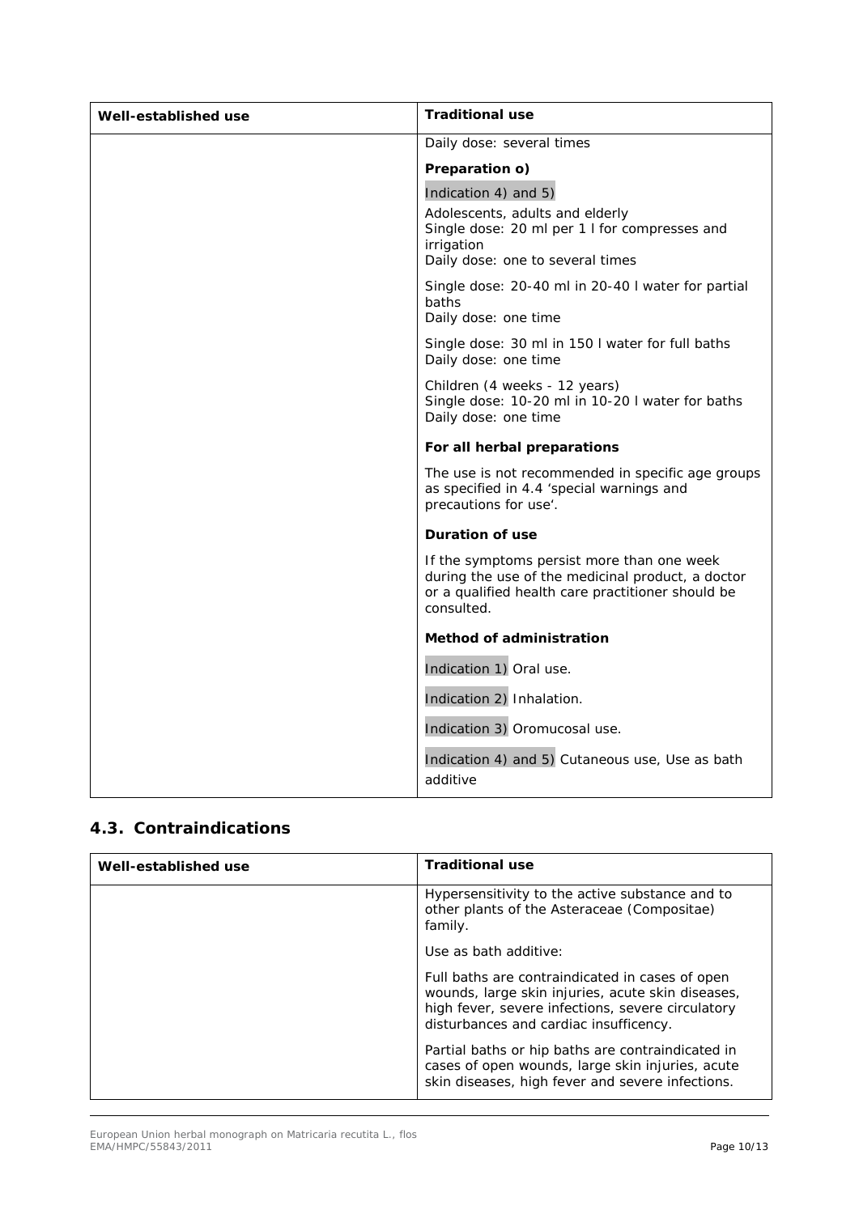| Well-established use | Traditional use |
| --- | --- |
| | Daily dose: several times<br><br>**Preparation o)**<br><br>Indication 4) and 5)<br><br>Adolescents, adults and elderly<br>Single dose: 20 ml per 1 l for compresses and irrigation<br>Daily dose: one to several times<br><br>Single dose: 20-40 ml in 20-40 l water for partial baths<br>Daily dose: one time<br><br>Single dose: 30 ml in 150 l water for full baths<br>Daily dose: one time<br><br>Children (4 weeks - 12 years)<br>Single dose: 10-20 ml in 10-20 l water for baths<br>Daily dose: one time<br><br>**For all herbal preparations**<br><br>The use is not recommended in specific age groups as specified in 4.4 'special warnings and precautions for use'.<br><br>**Duration of use**<br><br>If the symptoms persist more than one week during the use of the medicinal product, a doctor or a qualified health care practitioner should be consulted.<br><br>**Method of administration**<br><br>Indication 1) Oral use.<br><br>Indication 2) Inhalation.<br><br>Indication 3) Oromucosal use.<br><br>Indication 4) and 5) Cutaneous use, Use as bath additive |

## 4.3. Contraindications

| Well-established use | Traditional use |
| --- | --- |
| | Hypersensitivity to the active substance and to other plants of the Asteraceae (Compositae) family.<br><br>Use as bath additive:<br><br>Full baths are contraindicated in cases of open wounds, large skin injuries, acute skin diseases, high fever, severe infections, severe circulatory disturbances and cardiac insufficency.<br><br>Partial baths or hip baths are contraindicated in cases of open wounds, large skin injuries, acute skin diseases, high fever and severe infections. |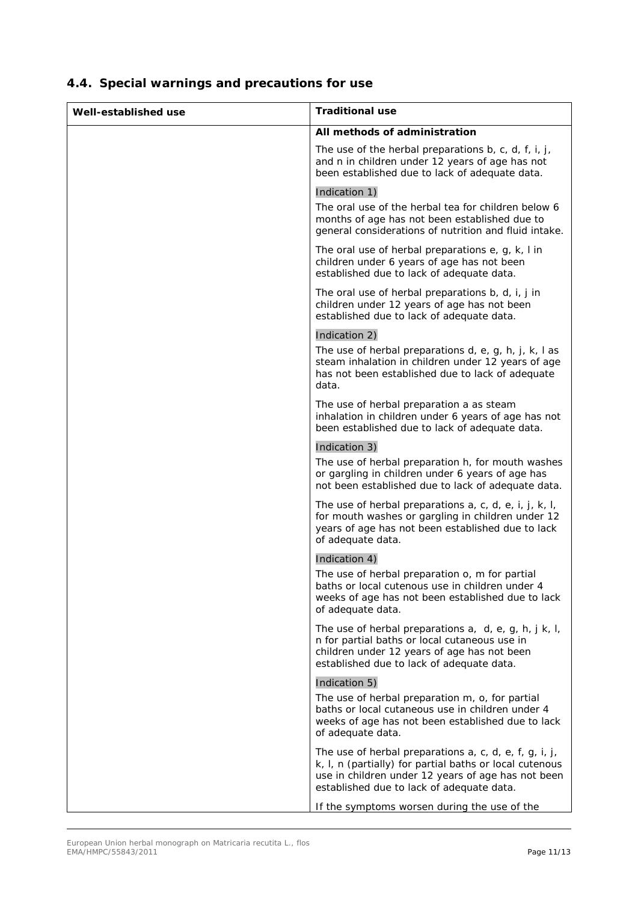## 4.4. Special warnings and precautions for use

| Well-established use | Traditional use |
| --- | --- |
| | **All methods of administration**<br><br>The use of the herbal preparations b, c, d, f, i, j, and n in children under 12 years of age has not been established due to lack of adequate data.<br><br>Indication 1)<br><br>The oral use of the herbal tea for children below 6 months of age has not been established due to general considerations of nutrition and fluid intake.<br><br>The oral use of herbal preparations e, g, k, l in children under 6 years of age has not been established due to lack of adequate data.<br><br>The oral use of herbal preparations b, d, i, j in children under 12 years of age has not been established due to lack of adequate data.<br><br>Indication 2)<br><br>The use of herbal preparations d, e, g, h, j, k, l as steam inhalation in children under 12 years of age has not been established due to lack of adequate data.<br><br>The use of herbal preparation a as steam inhalation in children under 6 years of age has not been established due to lack of adequate data.<br><br>Indication 3)<br><br>The use of herbal preparation h, for mouth washes or gargling in children under 6 years of age has not been established due to lack of adequate data.<br><br>The use of herbal preparations a, c, d, e, i, j, k, l, for mouth washes or gargling in children under 12 years of age has not been established due to lack of adequate data.<br><br>Indication 4)<br><br>The use of herbal preparation o, m for partial baths or local cutenous use in children under 4 weeks of age has not been established due to lack of adequate data.<br><br>The use of herbal preparations a, d, e, g, h, j k, l, n for partial baths or local cutaneous use in children under 12 years of age has not been established due to lack of adequate data.<br><br>Indication 5)<br><br>The use of herbal preparation m, o, for partial baths or local cutaneous use in children under 4 weeks of age has not been established due to lack of adequate data.<br><br>The use of herbal preparations a, c, d, e, f, g, i, j, k, l, n (partially) for partial baths or local cutenous use in children under 12 years of age has not been established due to lack of adequate data.<br><br>If the symptoms worsen during the use of the |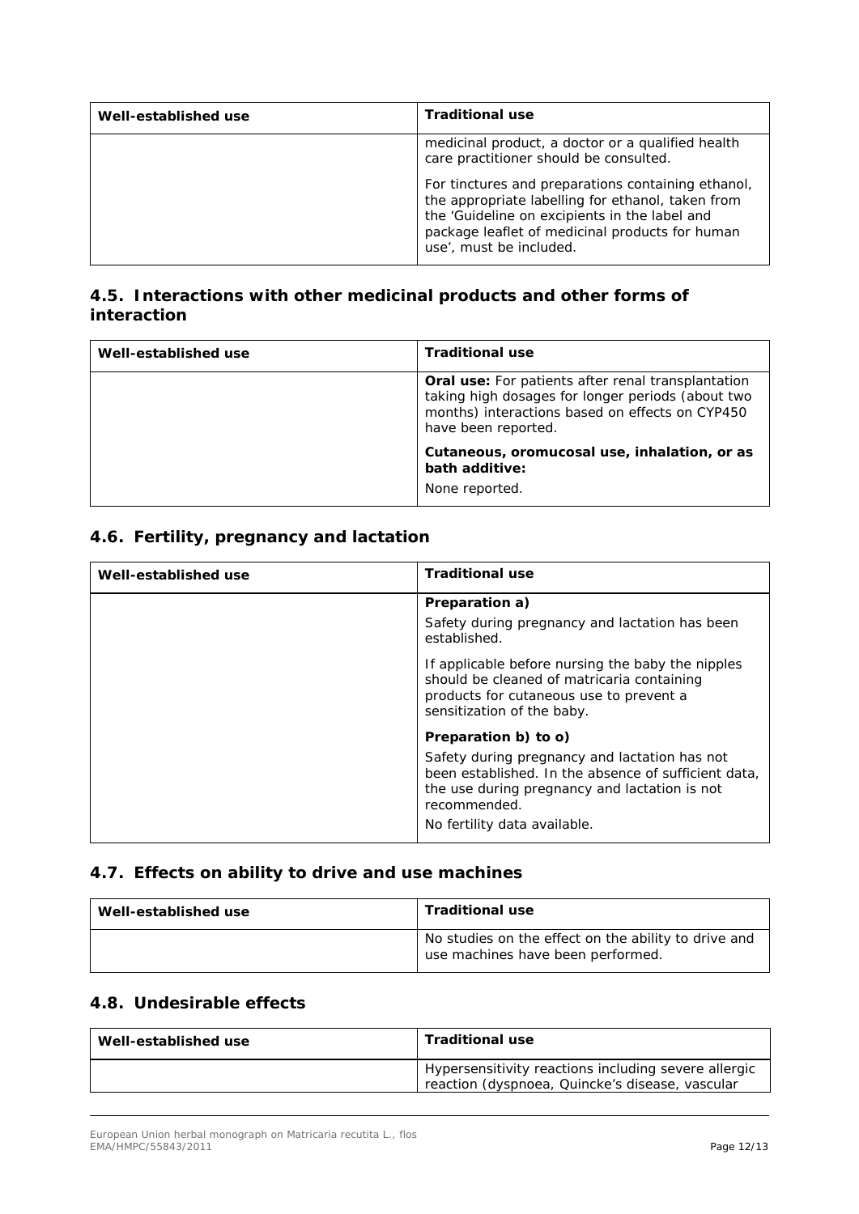| Well-established use | Traditional use |
| --- | --- |
| | medicinal product, a doctor or a qualified health care practitioner should be consulted.<br><br>For tinctures and preparations containing ethanol, the appropriate labelling for ethanol, taken from the 'Guideline on excipients in the label and package leaflet of medicinal products for human use', must be included. |

## 4.5. Interactions with other medicinal products and other forms of interaction

| Well-established use | Traditional use |
| --- | --- |
| | **Oral use:** For patients after renal transplantation taking high dosages for longer periods (about two months) interactions based on effects on CYP450 have been reported.<br><br>**Cutaneous, oromucosal use, inhalation, or as bath additive:**<br><br>None reported. |

## 4.6. Fertility, pregnancy and lactation

| Well-established use | Traditional use |
| --- | --- |
| | **Preparation a)**<br><br>Safety during pregnancy and lactation has been established.<br><br>If applicable before nursing the baby the nipples should be cleaned of matricaria containing products for cutaneous use to prevent a sensitization of the baby.<br><br>**Preparation b) to o)**<br><br>Safety during pregnancy and lactation has not been established. In the absence of sufficient data, the use during pregnancy and lactation is not recommended.<br><br>No fertility data available. |

## 4.7. Effects on ability to drive and use machines

| Well-established use | Traditional use |
| --- | --- |
| | No studies on the effect on the ability to drive and use machines have been performed. |

## 4.8. Undesirable effects

| Well-established use | Traditional use |
| --- | --- |
| | Hypersensitivity reactions including severe allergic reaction (dyspnoea, Quincke's disease, vascular |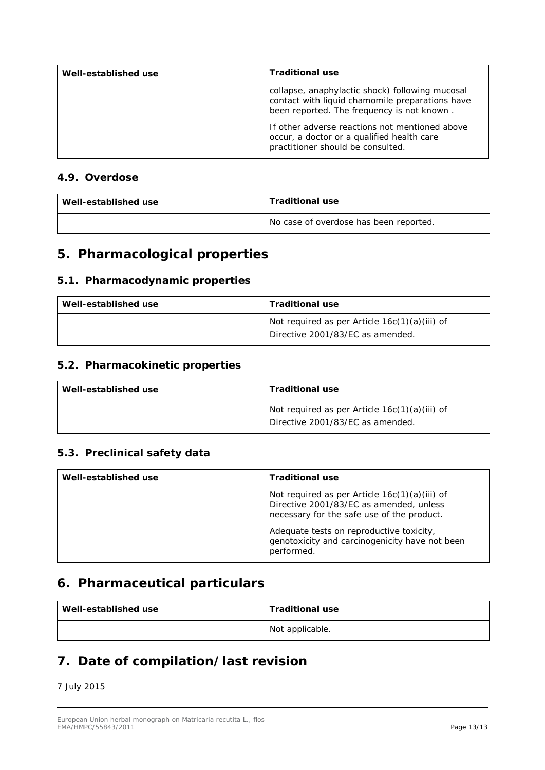| Well-established use | Traditional use |
|---|---|
| | collapse, anaphylactic shock) following mucosal contact with liquid chamomile preparations have been reported. The frequency is not known .<br><br>If other adverse reactions not mentioned above occur, a doctor or a qualified health care practitioner should be consulted. |

### 4.9. Overdose

| Well-established use | Traditional use |
|---|---|
| | No case of overdose has been reported. |

## 5. Pharmacological properties

### 5.1. Pharmacodynamic properties

| Well-established use | Traditional use |
|---|---|
| | Not required as per Article 16c(1)(a)(iii) of Directive 2001/83/EC as amended. |

### 5.2. Pharmacokinetic properties

| Well-established use | Traditional use |
|---|---|
| | Not required as per Article 16c(1)(a)(iii) of Directive 2001/83/EC as amended. |

### 5.3. Preclinical safety data

| Well-established use | Traditional use |
|---|---|
| | Not required as per Article 16c(1)(a)(iii) of Directive 2001/83/EC as amended, unless necessary for the safe use of the product.<br><br>Adequate tests on reproductive toxicity, genotoxicity and carcinogenicity have not been performed. |

## 6. Pharmaceutical particulars

| Well-established use | Traditional use |
|---|---|
| | Not applicable. |

## 7. Date of compilation/last revision

7 July 2015